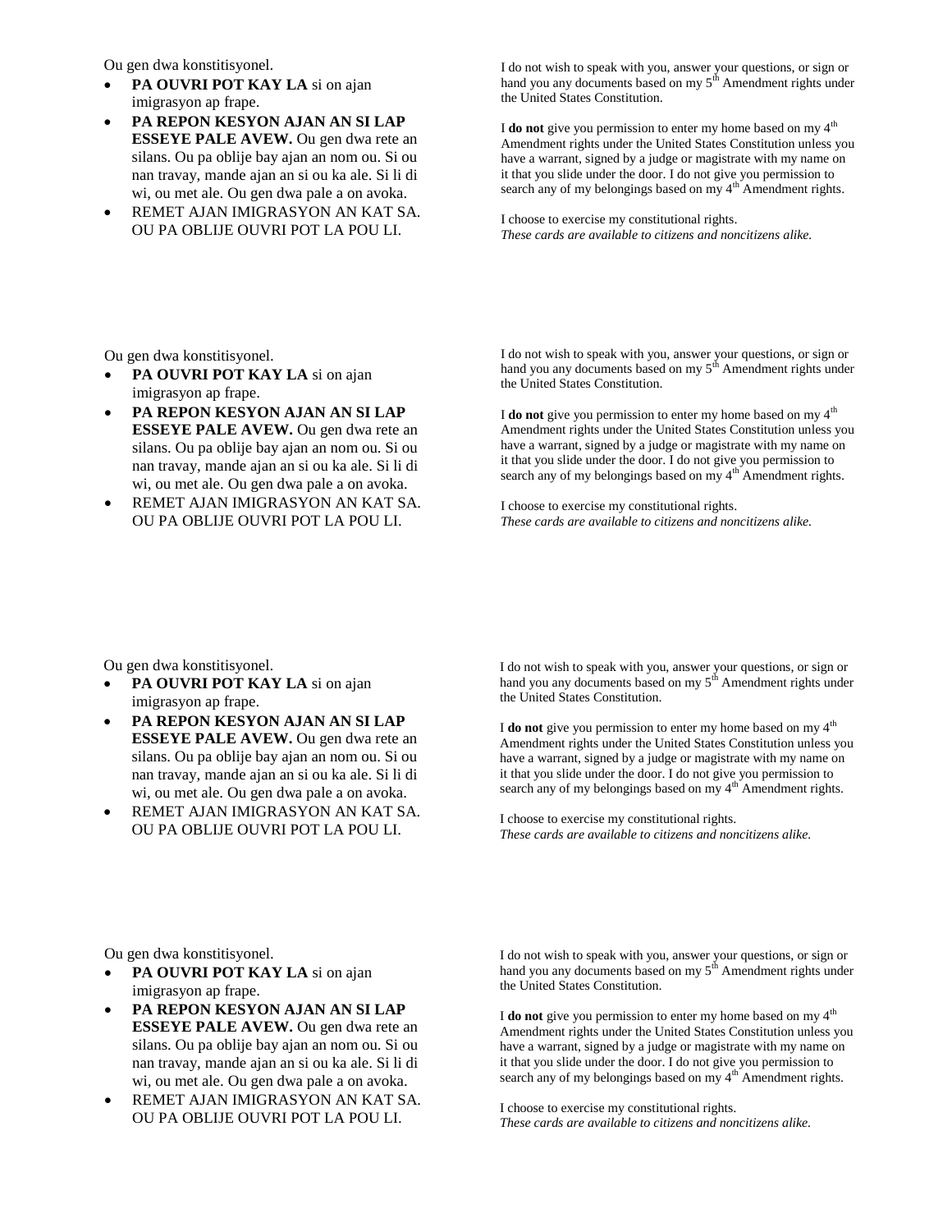Ou gen dwa konstitisyonel.

- **PA OUVRI POT KAY LA** si on ajan imigrasyon ap frape.
- **PA REPON KESYON AJAN AN SI LAP ESSEYE PALE AVEW.** Ou gen dwa rete an silans. Ou pa oblije bay ajan an nom ou. Si ou nan travay, mande ajan an si ou ka ale. Si li di wi, ou met ale. Ou gen dwa pale a on avoka.
- REMET AJAN IMIGRASYON AN KAT SA. OU PA OBLIJE OUVRI POT LA POU LI.

I do not wish to speak with you, answer your questions, or sign or hand you any documents based on my 5th Amendment rights under the United States Constitution.

I **do not** give you permission to enter my home based on my 4th Amendment rights under the United States Constitution unless you have a warrant, signed by a judge or magistrate with my name on it that you slide under the door. I do not give you permission to search any of my belongings based on my 4th Amendment rights.

I choose to exercise my constitutional rights.
*These cards are available to citizens and noncitizens alike.*

Ou gen dwa konstitisyonel.

- **PA OUVRI POT KAY LA** si on ajan imigrasyon ap frape.
- **PA REPON KESYON AJAN AN SI LAP ESSEYE PALE AVEW.** Ou gen dwa rete an silans. Ou pa oblije bay ajan an nom ou. Si ou nan travay, mande ajan an si ou ka ale. Si li di wi, ou met ale. Ou gen dwa pale a on avoka.
- REMET AJAN IMIGRASYON AN KAT SA. OU PA OBLIJE OUVRI POT LA POU LI.

I do not wish to speak with you, answer your questions, or sign or hand you any documents based on my 5th Amendment rights under the United States Constitution.

I **do not** give you permission to enter my home based on my 4th Amendment rights under the United States Constitution unless you have a warrant, signed by a judge or magistrate with my name on it that you slide under the door. I do not give you permission to search any of my belongings based on my 4th Amendment rights.

I choose to exercise my constitutional rights.
*These cards are available to citizens and noncitizens alike.*

Ou gen dwa konstitisyonel.

- **PA OUVRI POT KAY LA** si on ajan imigrasyon ap frape.
- **PA REPON KESYON AJAN AN SI LAP ESSEYE PALE AVEW.** Ou gen dwa rete an silans. Ou pa oblije bay ajan an nom ou. Si ou nan travay, mande ajan an si ou ka ale. Si li di wi, ou met ale. Ou gen dwa pale a on avoka.
- REMET AJAN IMIGRASYON AN KAT SA. OU PA OBLIJE OUVRI POT LA POU LI.

I do not wish to speak with you, answer your questions, or sign or hand you any documents based on my 5th Amendment rights under the United States Constitution.

I **do not** give you permission to enter my home based on my 4th Amendment rights under the United States Constitution unless you have a warrant, signed by a judge or magistrate with my name on it that you slide under the door. I do not give you permission to search any of my belongings based on my 4th Amendment rights.

I choose to exercise my constitutional rights.
*These cards are available to citizens and noncitizens alike.*

Ou gen dwa konstitisyonel.

- **PA OUVRI POT KAY LA** si on ajan imigrasyon ap frape.
- **PA REPON KESYON AJAN AN SI LAP ESSEYE PALE AVEW.** Ou gen dwa rete an silans. Ou pa oblije bay ajan an nom ou. Si ou nan travay, mande ajan an si ou ka ale. Si li di wi, ou met ale. Ou gen dwa pale a on avoka.
- REMET AJAN IMIGRASYON AN KAT SA. OU PA OBLIJE OUVRI POT LA POU LI.

I do not wish to speak with you, answer your questions, or sign or hand you any documents based on my 5th Amendment rights under the United States Constitution.

I **do not** give you permission to enter my home based on my 4th Amendment rights under the United States Constitution unless you have a warrant, signed by a judge or magistrate with my name on it that you slide under the door. I do not give you permission to search any of my belongings based on my 4th Amendment rights.

I choose to exercise my constitutional rights.
*These cards are available to citizens and noncitizens alike.*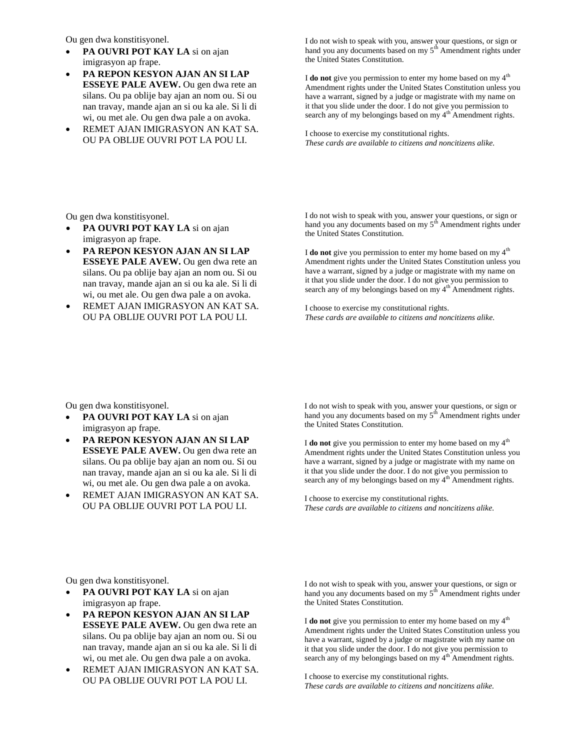Ou gen dwa konstitisyonel.

- **PA OUVRI POT KAY LA** si on ajan imigrasyon ap frape.
- **PA REPON KESYON AJAN AN SI LAP ESSEYE PALE AVEW.** Ou gen dwa rete an silans. Ou pa oblije bay ajan an nom ou. Si ou nan travay, mande ajan an si ou ka ale. Si li di wi, ou met ale. Ou gen dwa pale a on avoka.
- REMET AJAN IMIGRASYON AN KAT SA. OU PA OBLIJE OUVRI POT LA POU LI.

I do not wish to speak with you, answer your questions, or sign or hand you any documents based on my 5th Amendment rights under the United States Constitution.

I **do not** give you permission to enter my home based on my 4th Amendment rights under the United States Constitution unless you have a warrant, signed by a judge or magistrate with my name on it that you slide under the door. I do not give you permission to search any of my belongings based on my 4th Amendment rights.

I choose to exercise my constitutional rights.
*These cards are available to citizens and noncitizens alike.*

Ou gen dwa konstitisyonel.

- **PA OUVRI POT KAY LA** si on ajan imigrasyon ap frape.
- **PA REPON KESYON AJAN AN SI LAP ESSEYE PALE AVEW.** Ou gen dwa rete an silans. Ou pa oblije bay ajan an nom ou. Si ou nan travay, mande ajan an si ou ka ale. Si li di wi, ou met ale. Ou gen dwa pale a on avoka.
- REMET AJAN IMIGRASYON AN KAT SA. OU PA OBLIJE OUVRI POT LA POU LI.

I do not wish to speak with you, answer your questions, or sign or hand you any documents based on my 5th Amendment rights under the United States Constitution.

I **do not** give you permission to enter my home based on my 4th Amendment rights under the United States Constitution unless you have a warrant, signed by a judge or magistrate with my name on it that you slide under the door. I do not give you permission to search any of my belongings based on my 4th Amendment rights.

I choose to exercise my constitutional rights.
*These cards are available to citizens and noncitizens alike.*

Ou gen dwa konstitisyonel.

- **PA OUVRI POT KAY LA** si on ajan imigrasyon ap frape.
- **PA REPON KESYON AJAN AN SI LAP ESSEYE PALE AVEW.** Ou gen dwa rete an silans. Ou pa oblije bay ajan an nom ou. Si ou nan travay, mande ajan an si ou ka ale. Si li di wi, ou met ale. Ou gen dwa pale a on avoka.
- REMET AJAN IMIGRASYON AN KAT SA. OU PA OBLIJE OUVRI POT LA POU LI.

I do not wish to speak with you, answer your questions, or sign or hand you any documents based on my 5th Amendment rights under the United States Constitution.

I **do not** give you permission to enter my home based on my 4th Amendment rights under the United States Constitution unless you have a warrant, signed by a judge or magistrate with my name on it that you slide under the door. I do not give you permission to search any of my belongings based on my 4th Amendment rights.

I choose to exercise my constitutional rights.
*These cards are available to citizens and noncitizens alike.*

Ou gen dwa konstitisyonel.

- **PA OUVRI POT KAY LA** si on ajan imigrasyon ap frape.
- **PA REPON KESYON AJAN AN SI LAP ESSEYE PALE AVEW.** Ou gen dwa rete an silans. Ou pa oblije bay ajan an nom ou. Si ou nan travay, mande ajan an si ou ka ale. Si li di wi, ou met ale. Ou gen dwa pale a on avoka.
- REMET AJAN IMIGRASYON AN KAT SA. OU PA OBLIJE OUVRI POT LA POU LI.

I do not wish to speak with you, answer your questions, or sign or hand you any documents based on my 5th Amendment rights under the United States Constitution.

I **do not** give you permission to enter my home based on my 4th Amendment rights under the United States Constitution unless you have a warrant, signed by a judge or magistrate with my name on it that you slide under the door. I do not give you permission to search any of my belongings based on my 4th Amendment rights.

I choose to exercise my constitutional rights.
*These cards are available to citizens and noncitizens alike.*